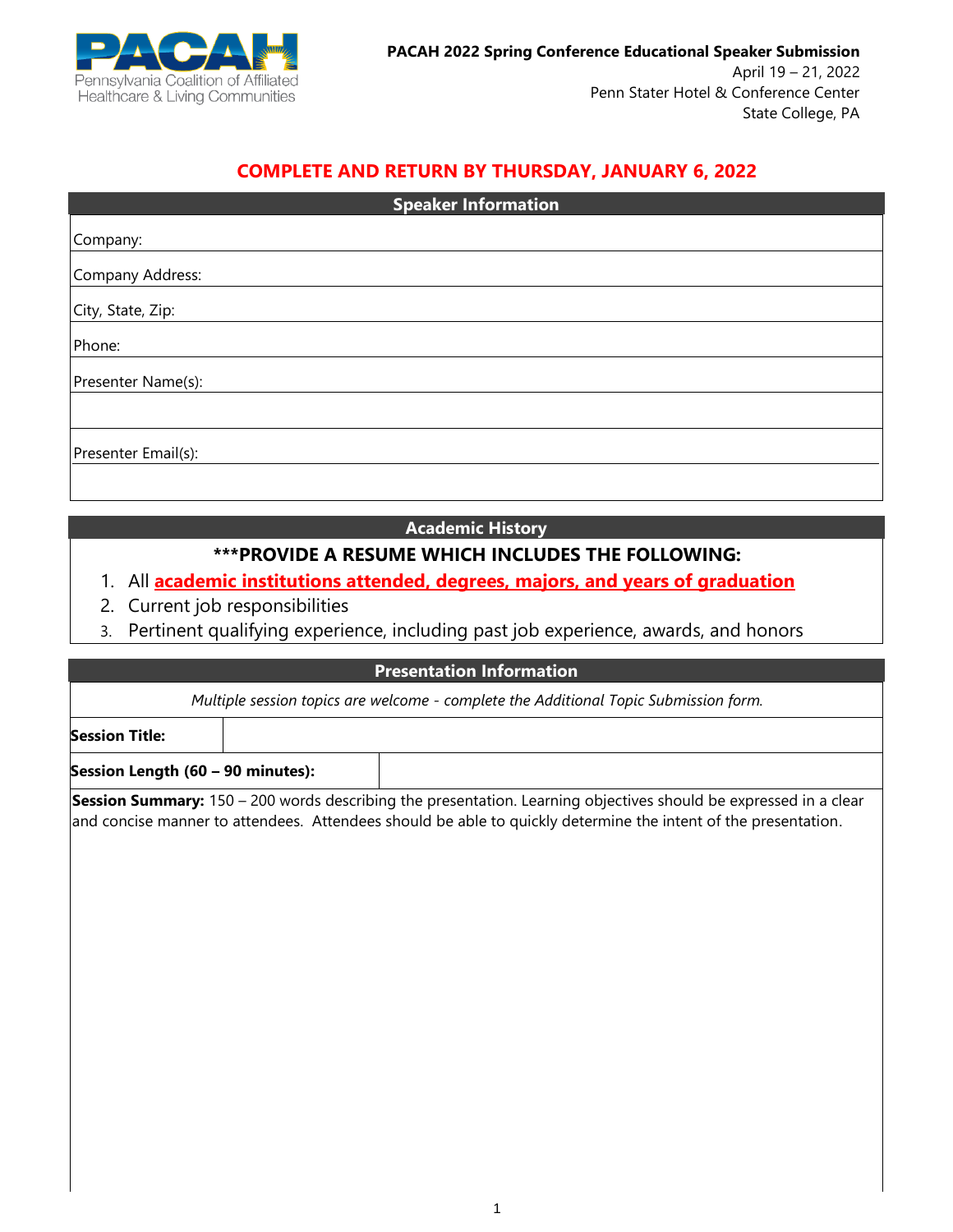Pennsylvania Coalition of Affiliated Healthcare & Living Communities

**PACAH 2022 Spring Conference Educational Speaker Submission**
April 19 – 21, 2022
Penn Stater Hotel & Conference Center
State College, PA

## COMPLETE AND RETURN BY THURSDAY, JANUARY 6, 2022

### Speaker Information

Company:

Company Address:

City, State, Zip:

Phone:

Presenter Name(s):

Presenter Email(s):

### Academic History

**\*\*\*PROVIDE A RESUME WHICH INCLUDES THE FOLLOWING:**

1. All **academic institutions attended, degrees, majors, and years of graduation**
2. Current job responsibilities
3. Pertinent qualifying experience, including past job experience, awards, and honors

### Presentation Information

*Multiple session topics are welcome - complete the Additional Topic Submission form.*

| **Session Title:** | |
|---|---|
| **Session Length (60 – 90 minutes):** | |

**Session Summary:** 150 – 200 words describing the presentation. Learning objectives should be expressed in a clear and concise manner to attendees. Attendees should be able to quickly determine the intent of the presentation.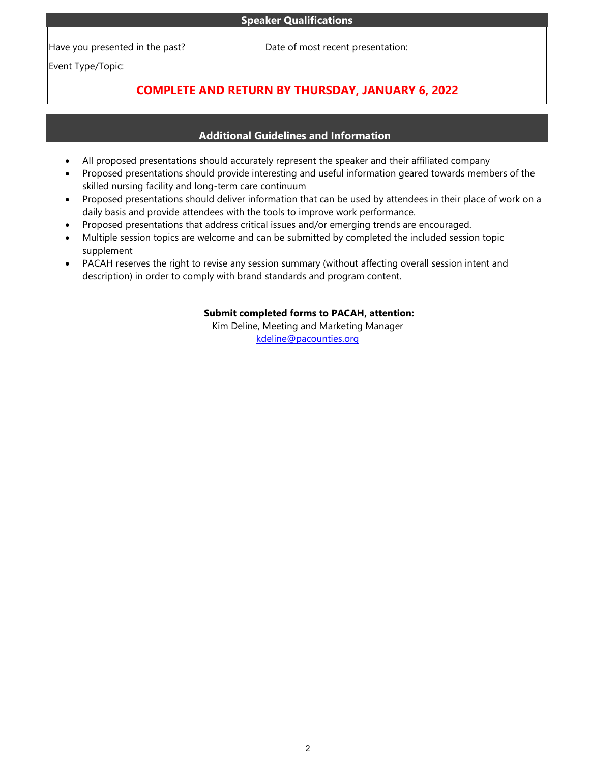## Speaker Qualifications

| Have you presented in the past? | Date of most recent presentation: |
| --- | --- |
| Event Type/Topic: | |

**COMPLETE AND RETURN BY THURSDAY, JANUARY 6, 2022**

## Additional Guidelines and Information

- All proposed presentations should accurately represent the speaker and their affiliated company
- Proposed presentations should provide interesting and useful information geared towards members of the skilled nursing facility and long-term care continuum
- Proposed presentations should deliver information that can be used by attendees in their place of work on a daily basis and provide attendees with the tools to improve work performance.
- Proposed presentations that address critical issues and/or emerging trends are encouraged.
- Multiple session topics are welcome and can be submitted by completed the included session topic supplement
- PACAH reserves the right to revise any session summary (without affecting overall session intent and description) in order to comply with brand standards and program content.

**Submit completed forms to PACAH, attention:**
Kim Deline, Meeting and Marketing Manager
kdeline@pacounties.org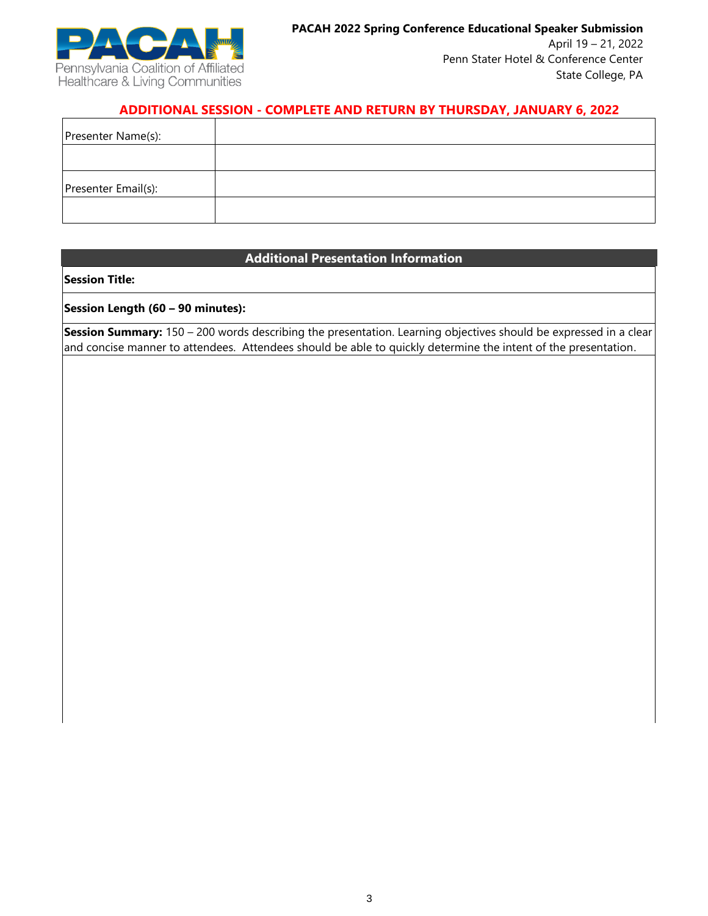Pennsylvania Coalition of Affiliated Healthcare & Living Communities

**PACAH 2022 Spring Conference Educational Speaker Submission**
April 19 – 21, 2022
Penn Stater Hotel & Conference Center
State College, PA

**ADDITIONAL SESSION - COMPLETE AND RETURN BY THURSDAY, JANUARY 6, 2022**

| | |
|---|---|
| Presenter Name(s): | |
| | |
| Presenter Email(s): | |
| | |

## Additional Presentation Information

**Session Title:**

**Session Length (60 – 90 minutes):**

**Session Summary:** 150 – 200 words describing the presentation. Learning objectives should be expressed in a clear and concise manner to attendees. Attendees should be able to quickly determine the intent of the presentation.